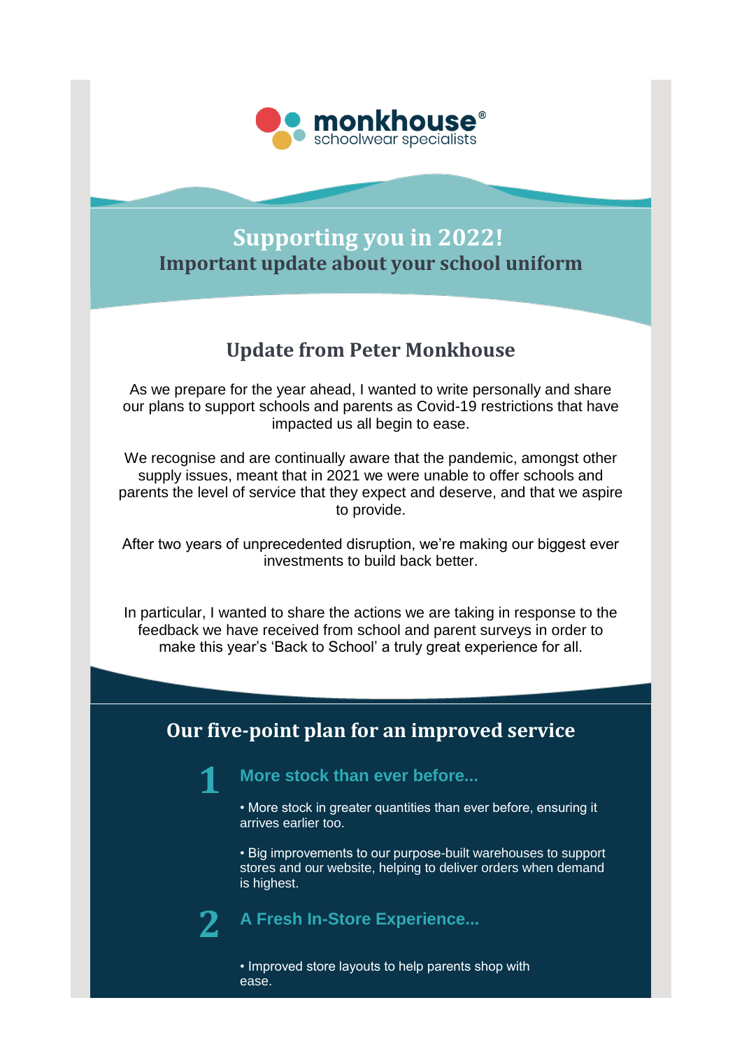monkhouse®
schoolwear specialists

# Supporting you in 2022!
## Important update about your school uniform

## Update from Peter Monkhouse

As we prepare for the year ahead, I wanted to write personally and share our plans to support schools and parents as Covid-19 restrictions that have impacted us all begin to ease.

We recognise and are continually aware that the pandemic, amongst other supply issues, meant that in 2021 we were unable to offer schools and parents the level of service that they expect and deserve, and that we aspire to provide.

After two years of unprecedented disruption, we're making our biggest ever investments to build back better.

In particular, I wanted to share the actions we are taking in response to the feedback we have received from school and parent surveys in order to make this year's 'Back to School' a truly great experience for all.

## Our five-point plan for an improved service

### 1 More stock than ever before...

• More stock in greater quantities than ever before, ensuring it arrives earlier too.

• Big improvements to our purpose-built warehouses to support stores and our website, helping to deliver orders when demand is highest.

### 2 A Fresh In-Store Experience...

• Improved store layouts to help parents shop with ease.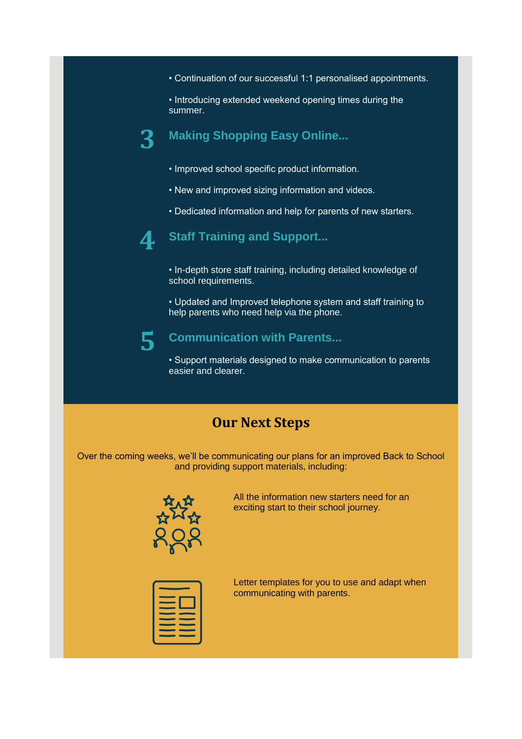- Continuation of our successful 1:1 personalised appointments.
- Introducing extended weekend opening times during the summer.

### 3 Making Shopping Easy Online...

- Improved school specific product information.
- New and improved sizing information and videos.
- Dedicated information and help for parents of new starters.

### 4 Staff Training and Support...

- In-depth store staff training, including detailed knowledge of school requirements.
- Updated and Improved telephone system and staff training to help parents who need help via the phone.

### 5 Communication with Parents...

- Support materials designed to make communication to parents easier and clearer.

## Our Next Steps

Over the coming weeks, we'll be communicating our plans for an improved Back to School and providing support materials, including:

All the information new starters need for an exciting start to their school journey.

Letter templates for you to use and adapt when communicating with parents.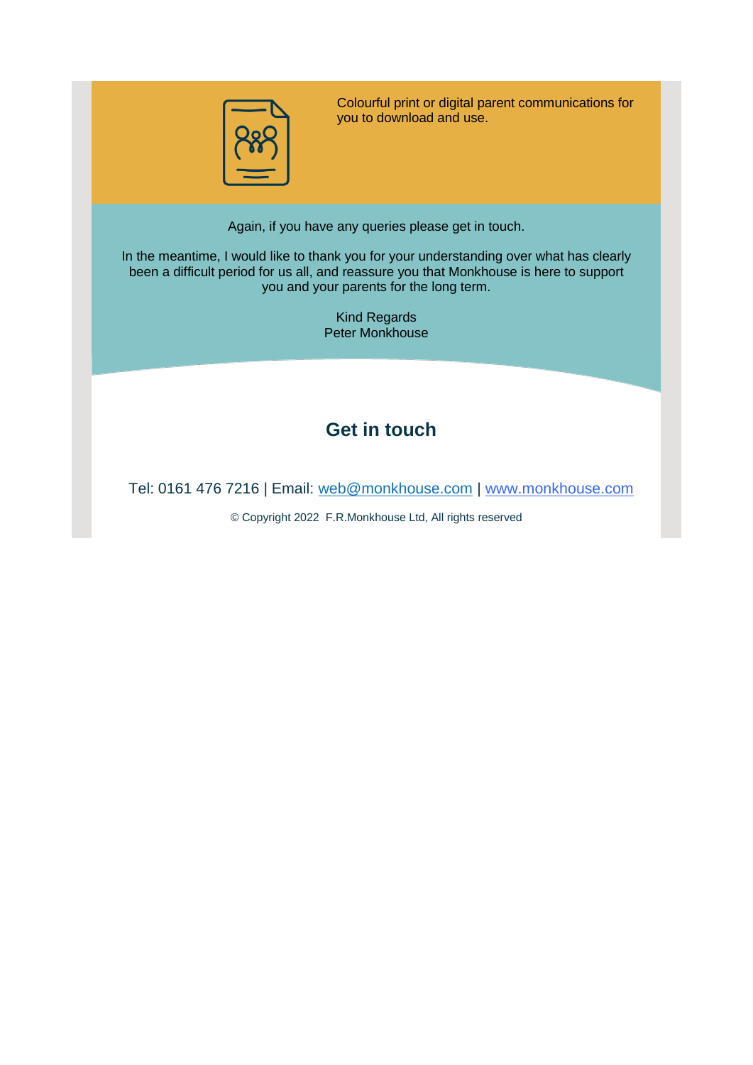Colourful print or digital parent communications for you to download and use.

Again, if you have any queries please get in touch.

In the meantime, I would like to thank you for your understanding over what has clearly been a difficult period for us all, and reassure you that Monkhouse is here to support you and your parents for the long term.

Kind Regards
Peter Monkhouse

## Get in touch

Tel: 0161 476 7216 | Email: web@monkhouse.com | www.monkhouse.com

© Copyright 2022 F.R.Monkhouse Ltd, All rights reserved